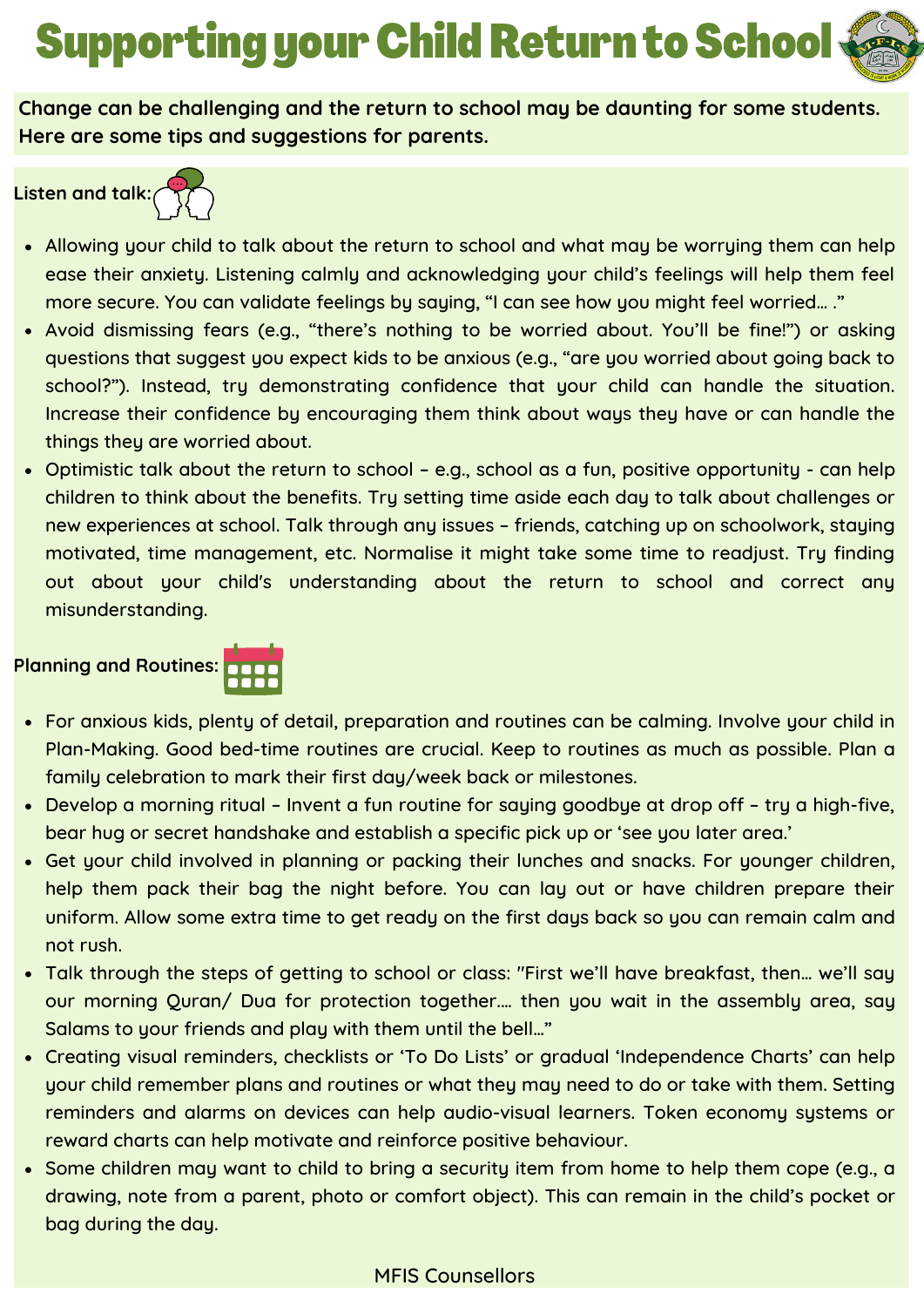# Supporting your Child Return to School

**Change can be challenging and the return to school may be daunting for some students. Here are some tips and suggestions for parents.**

**Listen and talk:**

- Allowing your child to talk about the return to school and what may be worrying them can help ease their anxiety. Listening calmly and acknowledging your child's feelings will help them feel more secure. You can validate feelings by saying, "I can see how you might feel worried… ."
- Avoid dismissing fears (e.g., "there's nothing to be worried about. You'll be fine!") or asking questions that suggest you expect kids to be anxious (e.g., "are you worried about going back to school?"). Instead, try demonstrating confidence that your child can handle the situation. Increase their confidence by encouraging them think about ways they have or can handle the things they are worried about.
- Optimistic talk about the return to school – e.g., school as a fun, positive opportunity - can help children to think about the benefits. Try setting time aside each day to talk about challenges or new experiences at school. Talk through any issues – friends, catching up on schoolwork, staying motivated, time management, etc. Normalise it might take some time to readjust. Try finding out about your child's understanding about the return to school and correct any misunderstanding.

**Planning and Routines:**

- For anxious kids, plenty of detail, preparation and routines can be calming. Involve your child in Plan-Making. Good bed-time routines are crucial. Keep to routines as much as possible. Plan a family celebration to mark their first day/week back or milestones.
- Develop a morning ritual – Invent a fun routine for saying goodbye at drop off – try a high-five, bear hug or secret handshake and establish a specific pick up or 'see you later area.'
- Get your child involved in planning or packing their lunches and snacks. For younger children, help them pack their bag the night before. You can lay out or have children prepare their uniform. Allow some extra time to get ready on the first days back so you can remain calm and not rush.
- Talk through the steps of getting to school or class: "First we'll have breakfast, then… we'll say our morning Quran/ Dua for protection together…. then you wait in the assembly area, say Salams to your friends and play with them until the bell…"
- Creating visual reminders, checklists or 'To Do Lists' or gradual 'Independence Charts' can help your child remember plans and routines or what they may need to do or take with them. Setting reminders and alarms on devices can help audio-visual learners. Token economy systems or reward charts can help motivate and reinforce positive behaviour.
- Some children may want to child to bring a security item from home to help them cope (e.g., a drawing, note from a parent, photo or comfort object). This can remain in the child's pocket or bag during the day.

MFIS Counsellors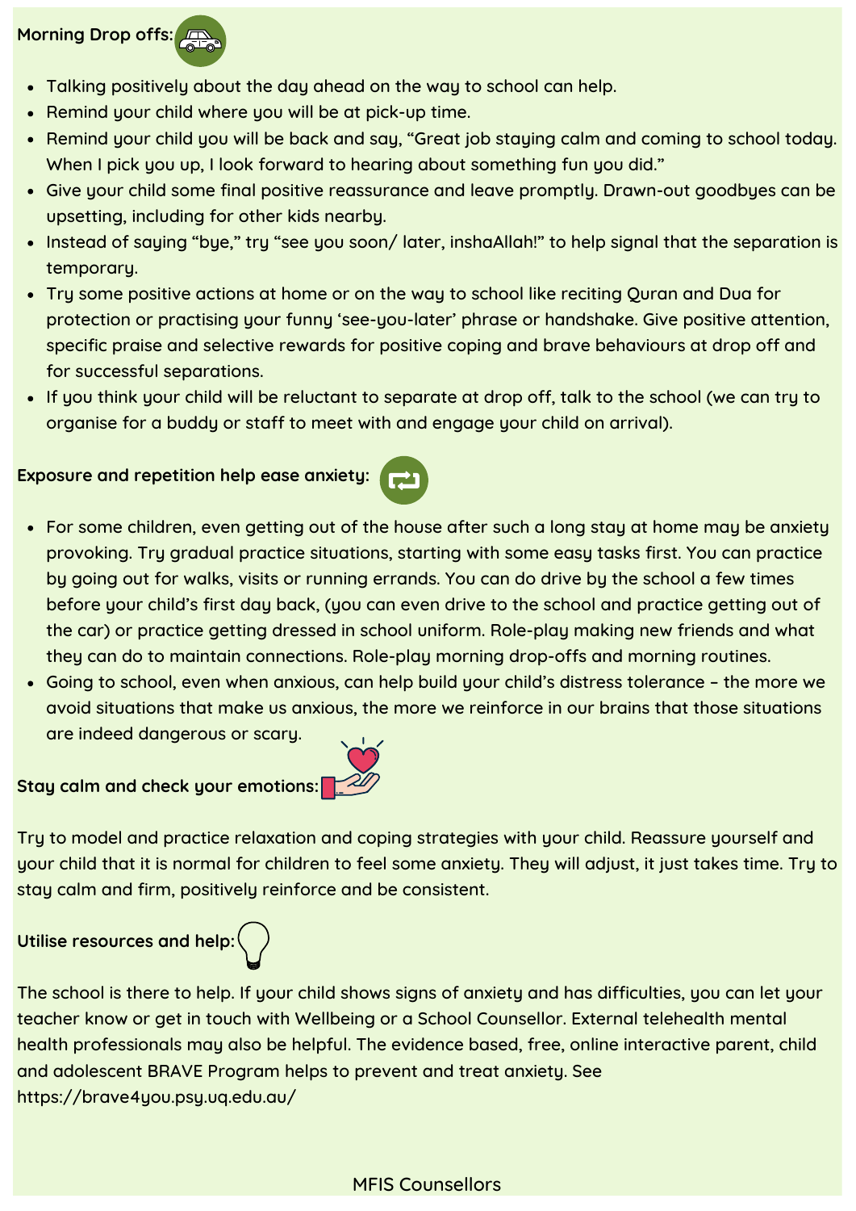**Morning Drop offs:**

- Talking positively about the day ahead on the way to school can help.
- Remind your child where you will be at pick-up time.
- Remind your child you will be back and say, "Great job staying calm and coming to school today. When I pick you up, I look forward to hearing about something fun you did."
- Give your child some final positive reassurance and leave promptly. Drawn-out goodbyes can be upsetting, including for other kids nearby.
- Instead of saying "bye," try "see you soon/ later, inshaAllah!" to help signal that the separation is temporary.
- Try some positive actions at home or on the way to school like reciting Quran and Dua for protection or practising your funny 'see-you-later' phrase or handshake. Give positive attention, specific praise and selective rewards for positive coping and brave behaviours at drop off and for successful separations.
- If you think your child will be reluctant to separate at drop off, talk to the school (we can try to organise for a buddy or staff to meet with and engage your child on arrival).

**Exposure and repetition help ease anxiety:**

- For some children, even getting out of the house after such a long stay at home may be anxiety provoking. Try gradual practice situations, starting with some easy tasks first. You can practice by going out for walks, visits or running errands. You can do drive by the school a few times before your child's first day back, (you can even drive to the school and practice getting out of the car) or practice getting dressed in school uniform. Role-play making new friends and what they can do to maintain connections. Role-play morning drop-offs and morning routines.
- Going to school, even when anxious, can help build your child's distress tolerance – the more we avoid situations that make us anxious, the more we reinforce in our brains that those situations are indeed dangerous or scary.

**Stay calm and check your emotions:**

Try to model and practice relaxation and coping strategies with your child. Reassure yourself and your child that it is normal for children to feel some anxiety. They will adjust, it just takes time. Try to stay calm and firm, positively reinforce and be consistent.

**Utilise resources and help:**

The school is there to help. If your child shows signs of anxiety and has difficulties, you can let your teacher know or get in touch with Wellbeing or a School Counsellor. External telehealth mental health professionals may also be helpful. The evidence based, free, online interactive parent, child and adolescent BRAVE Program helps to prevent and treat anxiety. See https://brave4you.psy.uq.edu.au/

MFIS Counsellors